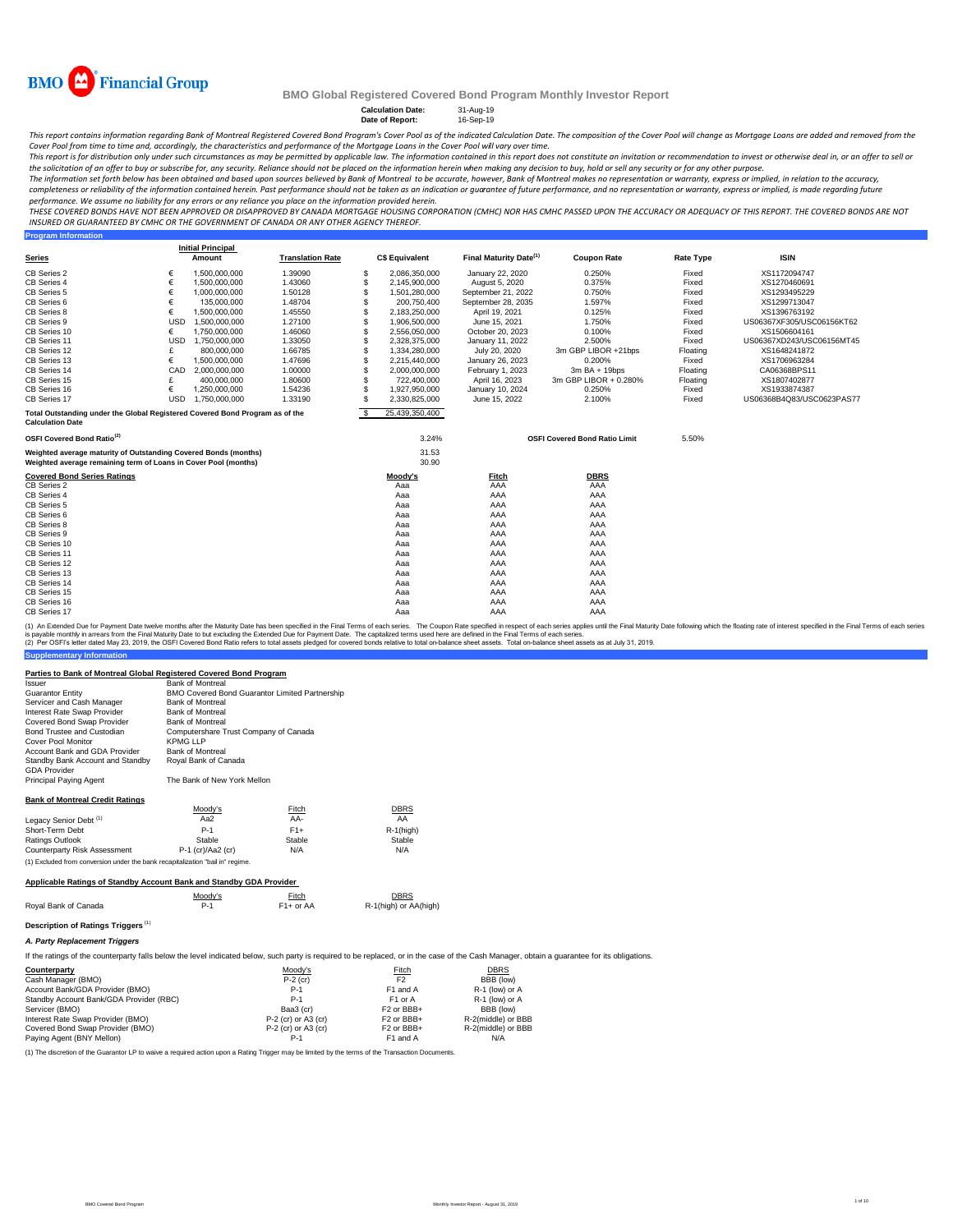BMO Financial Group

# BMO Global Registered Covered Bond Program Monthly Investor Report

**Calculation Date:** 31-Aug-19
**Date of Report:** 16-Sep-19

*This report contains information regarding Bank of Montreal Registered Covered Bond Program's Cover Pool as of the indicated Calculation Date. The composition of the Cover Pool will change as Mortgage Loans are added and removed from the Cover Pool from time to time and, accordingly, the characteristics and performance of the Mortgage Loans in the Cover Pool will vary over time.*

*This report is for distribution only under such circumstances as may be permitted by applicable law. The information contained in this report does not constitute an invitation or recommendation to invest or otherwise deal in, or an offer to sell or the solicitation of an offer to buy or subscribe for, any security. Reliance should not be placed on the information herein when making any decision to buy, hold or sell any security or for any other purpose.*

*The information set forth below has been obtained and based upon sources believed by Bank of Montreal to be accurate, however, Bank of Montreal makes no representation or warranty, express or implied, in relation to the accuracy, completeness or reliability of the information contained herein. Past performance should not be taken as an indication or guarantee of future performance, and no representation or warranty, express or implied, is made regarding future performance. We assume no liability for any errors or any reliance you place on the information provided herein.*

*THESE COVERED BONDS HAVE NOT BEEN APPROVED OR DISAPPROVED BY CANADA MORTGAGE HOUSING CORPORATION (CMHC) NOR HAS CMHC PASSED UPON THE ACCURACY OR ADEQUACY OF THIS REPORT. THE COVERED BONDS ARE NOT INSURED OR GUARANTEED BY CMHC OR THE GOVERNMENT OF CANADA OR ANY OTHER AGENCY THEREOF.*

## Program Information

| Series | | Initial Principal Amount | Translation Rate | | C$ Equivalent | Final Maturity Date[1] | Coupon Rate | Rate Type | ISIN |
|---|---|---|---|---|---|---|---|---|---|
| CB Series 2 | € | 1,500,000,000 | 1.39090 | $ | 2,086,350,000 | January 22, 2020 | 0.250% | Fixed | XS1172094747 |
| CB Series 4 | € | 1,500,000,000 | 1.43060 | $ | 2,145,900,000 | August 5, 2020 | 0.375% | Fixed | XS1270460691 |
| CB Series 5 | € | 1,000,000,000 | 1.50128 | $ | 1,501,280,000 | September 21, 2022 | 0.750% | Fixed | XS1293495229 |
| CB Series 6 | € | 135,000,000 | 1.48704 | $ | 200,750,400 | September 28, 2035 | 1.597% | Fixed | XS1299713047 |
| CB Series 8 | € | 1,500,000,000 | 1.45550 | $ | 2,183,250,000 | April 19, 2021 | 0.125% | Fixed | XS1396763192 |
| CB Series 9 | USD | 1,500,000,000 | 1.27100 | $ | 1,906,500,000 | June 15, 2021 | 1.750% | Fixed | US06367XF305/USC06156KT62 |
| CB Series 10 | € | 1,750,000,000 | 1.46060 | $ | 2,556,050,000 | October 20, 2023 | 0.100% | Fixed | XS1506604161 |
| CB Series 11 | USD | 1,750,000,000 | 1.33050 | $ | 2,328,375,000 | January 11, 2022 | 2.500% | Fixed | US06367XD243/USC06156MT45 |
| CB Series 12 | £ | 800,000,000 | 1.66785 | $ | 1,334,280,000 | July 20, 2020 | 3m GBP LIBOR +21bps | Floating | XS1648241872 |
| CB Series 13 | € | 1,500,000,000 | 1.47696 | $ | 2,215,440,000 | January 26, 2023 | 0.200% | Fixed | XS1706963284 |
| CB Series 14 | CAD | 2,000,000,000 | 1.00000 | $ | 2,000,000,000 | February 1, 2023 | 3m BA + 19bps | Floating | CA06368BPS11 |
| CB Series 15 | £ | 400,000,000 | 1.80600 | $ | 722,400,000 | April 16, 2023 | 3m GBP LIBOR + 0.280% | Floating | XS1807402877 |
| CB Series 16 | € | 1,250,000,000 | 1.54236 | $ | 1,927,950,000 | January 10, 2024 | 0.250% | Fixed | XS1933874387 |
| CB Series 17 | USD | 1,750,000,000 | 1.33190 | $ | 2,330,825,000 | June 15, 2022 | 2.100% | Fixed | US06368B4Q83/USC0623PAS77 |
| **Total Outstanding under the Global Registered Covered Bond Program as of the Calculation Date** | | | | $ | 25,439,350,400 | | | | |

| | | | |
|---|---|---|---|
| **OSFI Covered Bond Ratio[2]** | 3.24% | **OSFI Covered Bond Ratio Limit** | 5.50% |
| **Weighted average maturity of Outstanding Covered Bonds (months)** | 31.53 | | |
| **Weighted average remaining term of Loans in Cover Pool (months)** | 30.90 | | |

| Covered Bond Series Ratings | Moody's | Fitch | DBRS |
|---|---|---|---|
| CB Series 2 | Aaa | AAA | AAA |
| CB Series 4 | Aaa | AAA | AAA |
| CB Series 5 | Aaa | AAA | AAA |
| CB Series 6 | Aaa | AAA | AAA |
| CB Series 8 | Aaa | AAA | AAA |
| CB Series 9 | Aaa | AAA | AAA |
| CB Series 10 | Aaa | AAA | AAA |
| CB Series 11 | Aaa | AAA | AAA |
| CB Series 12 | Aaa | AAA | AAA |
| CB Series 13 | Aaa | AAA | AAA |
| CB Series 14 | Aaa | AAA | AAA |
| CB Series 15 | Aaa | AAA | AAA |
| CB Series 16 | Aaa | AAA | AAA |
| CB Series 17 | Aaa | AAA | AAA |

(1) An Extended Due for Payment Date twelve months after the Maturity Date has been specified in the Final Terms of each series. The Coupon Rate specified in respect of each series applies until the Final Maturity Date following which the floating rate of interest specified in the Final Terms of each series is payable monthly in arrears from the Final Maturity Date to but excluding the Extended Due for Payment Date. The capitalized terms used here are defined in the Final Terms of each series.
(2) Per OSFI's letter dated May 23, 2019, the OSFI Covered Bond Ratio refers to total assets pledged for covered bonds relative to total on-balance sheet assets. Total on-balance sheet assets as at July 31, 2019.

## Supplementary Information

### Parties to Bank of Montreal Global Registered Covered Bond Program

| | |
|---|---|
| Issuer | Bank of Montreal |
| Guarantor Entity | BMO Covered Bond Guarantor Limited Partnership |
| Servicer and Cash Manager | Bank of Montreal |
| Interest Rate Swap Provider | Bank of Montreal |
| Covered Bond Swap Provider | Bank of Montreal |
| Bond Trustee and Custodian | Computershare Trust Company of Canada |
| Cover Pool Monitor | KPMG LLP |
| Account Bank and GDA Provider | Bank of Montreal |
| Standby Bank Account and Standby GDA Provider | Royal Bank of Canada |
| Principal Paying Agent | The Bank of New York Mellon |

### Bank of Montreal Credit Ratings

| | Moody's | Fitch | DBRS |
|---|---|---|---|
| Legacy Senior Debt [1] | Aa2 | AA- | AA |
| Short-Term Debt | P-1 | F1+ | R-1(high) |
| Ratings Outlook | Stable | Stable | Stable |
| Counterparty Risk Assessment | P-1 (cr)/Aa2 (cr) | N/A | N/A |

(1) Excluded from conversion under the bank recapitalization "bail in" regime.

### Applicable Ratings of Standby Account Bank and Standby GDA Provider

| | Moody's | Fitch | DBRS |
|---|---|---|---|
| Royal Bank of Canada | P-1 | F1+ or AA | R-1(high) or AA(high) |

### Description of Ratings Triggers [1]

#### *A. Party Replacement Triggers*

If the ratings of the counterparty falls below the level indicated below, such party is required to be replaced, or in the case of the Cash Manager, obtain a guarantee for its obligations.

| Counterparty | Moody's | Fitch | DBRS |
|---|---|---|---|
| Cash Manager (BMO) | P-2 (cr) | F2 | BBB (low) |
| Account Bank/GDA Provider (BMO) | P-1 | F1 and A | R-1 (low) or A |
| Standby Account Bank/GDA Provider (RBC) | P-1 | F1 or A | R-1 (low) or A |
| Servicer (BMO) | Baa3 (cr) | F2 or BBB+ | BBB (low) |
| Interest Rate Swap Provider (BMO) | P-2 (cr) or A3 (cr) | F2 or BBB+ | R-2(middle) or BBB |
| Covered Bond Swap Provider (BMO) | P-2 (cr) or A3 (cr) | F2 or BBB+ | R-2(middle) or BBB |
| Paying Agent (BNY Mellon) | P-1 | F1 and A | N/A |

(1) The discretion of the Guarantor LP to waive a required action upon a Rating Trigger may be limited by the terms of the Transaction Documents.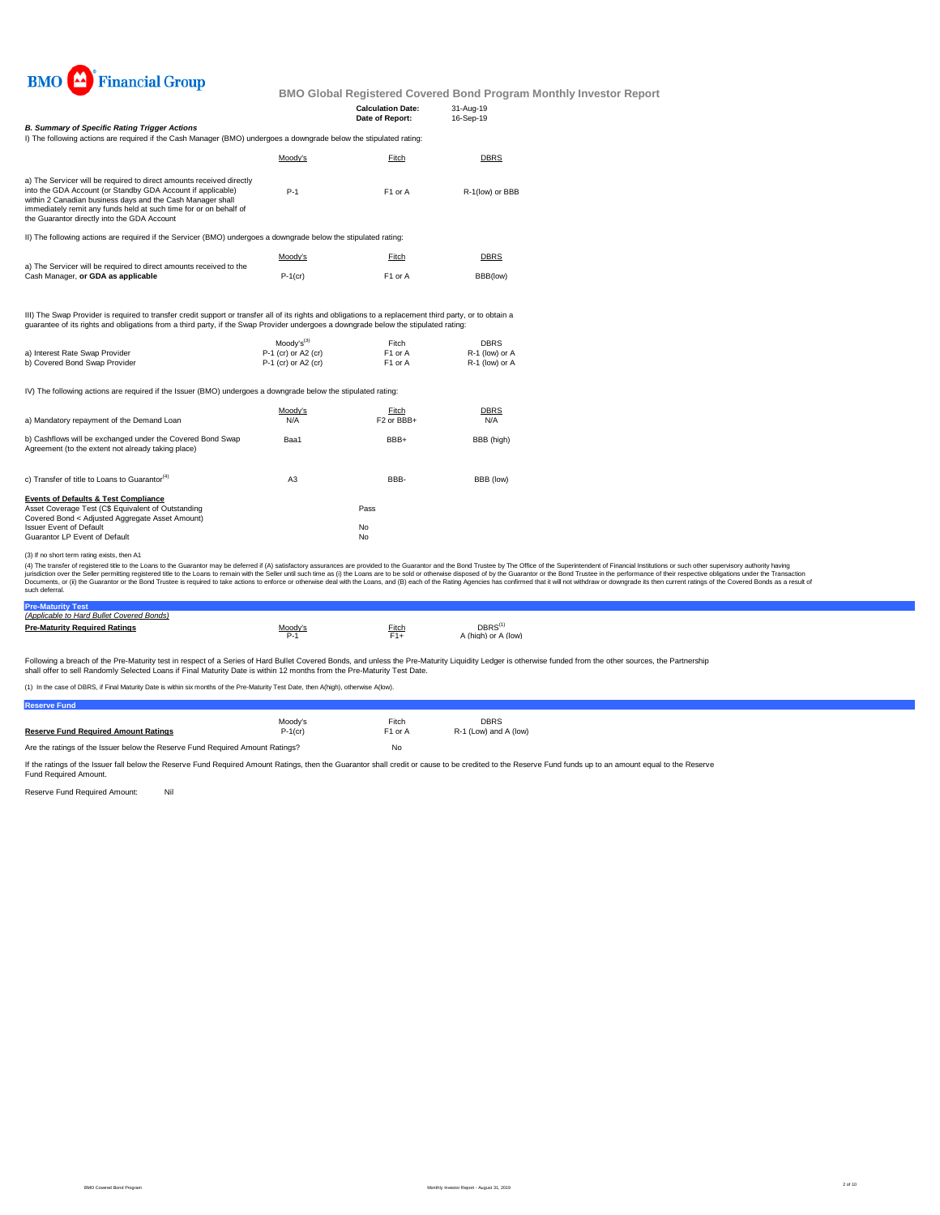BMO Financial Group

# BMO Global Registered Covered Bond Program Monthly Investor Report

**Calculation Date:** 31-Aug-19
**Date of Report:** 16-Sep-19

### *B. Summary of Specific Rating Trigger Actions*

I) The following actions are required if the Cash Manager (BMO) undergoes a downgrade below the stipulated rating:

| | Moody's | Fitch | DBRS |
|---|---|---|---|
| a) The Servicer will be required to direct amounts received directly into the GDA Account (or Standby GDA Account if applicable) within 2 Canadian business days and the Cash Manager shall immediately remit any funds held at such time for or on behalf of the Guarantor directly into the GDA Account | P-1 | F1 or A | R-1(low) or BBB |

II) The following actions are required if the Servicer (BMO) undergoes a downgrade below the stipulated rating:

| | Moody's | Fitch | DBRS |
|---|---|---|---|
| a) The Servicer will be required to direct amounts received to the Cash Manager, **or GDA as applicable** | P-1(cr) | F1 or A | BBB(low) |

III) The Swap Provider is required to transfer credit support or transfer all of its rights and obligations to a replacement third party, or to obtain a guarantee of its rights and obligations from a third party, if the Swap Provider undergoes a downgrade below the stipulated rating:

| | Moody's[3] | Fitch | DBRS |
|---|---|---|---|
| a) Interest Rate Swap Provider | P-1 (cr) or A2 (cr) | F1 or A | R-1 (low) or A |
| b) Covered Bond Swap Provider | P-1 (cr) or A2 (cr) | F1 or A | R-1 (low) or A |

IV) The following actions are required if the Issuer (BMO) undergoes a downgrade below the stipulated rating:

| | Moody's | Fitch | DBRS |
|---|---|---|---|
| a) Mandatory repayment of the Demand Loan | N/A | F2 or BBB+ | N/A |
| b) Cashflows will be exchanged under the Covered Bond Swap Agreement (to the extent not already taking place) | Baa1 | BBB+ | BBB (high) |
| c) Transfer of title to Loans to Guarantor[4] | A3 | BBB- | BBB (low) |

**Events of Defaults & Test Compliance**

| | |
|---|---|
| Asset Coverage Test (C$ Equivalent of Outstanding Covered Bond < Adjusted Aggregate Asset Amount) | Pass |
| Issuer Event of Default | No |
| Guarantor LP Event of Default | No |

(3) If no short term rating exists, then A1

(4) The transfer of registered title to the Loans to the Guarantor may be deferred if (A) satisfactory assurances are provided to the Guarantor and the Bond Trustee by The Office of the Superintendent of Financial Institutions or such other supervisory authority having jurisdiction over the Seller permitting registered title to the Loans to remain with the Seller until such time as (i) the Loans are to be sold or otherwise disposed of by the Guarantor or the Bond Trustee in the performance of their respective obligations under the Transaction Documents, or (ii) the Guarantor or the Bond Trustee is required to take actions to enforce or otherwise deal with the Loans, and (B) each of the Rating Agencies has confirmed that it will not withdraw or downgrade its then current ratings of the Covered Bonds as a result of such deferral.

## Pre-Maturity Test

*(Applicable to Hard Bullet Covered Bonds)*

| | Moody's | Fitch | DBRS[1] |
|---|---|---|---|
| **Pre-Maturity Required Ratings** | P-1 | F1+ | A (high) or A (low) |

Following a breach of the Pre-Maturity test in respect of a Series of Hard Bullet Covered Bonds, and unless the Pre-Maturity Liquidity Ledger is otherwise funded from the other sources, the Partnership shall offer to sell Randomly Selected Loans if Final Maturity Date is within 12 months from the Pre-Maturity Test Date.

(1) In the case of DBRS, if Final Maturity Date is within six months of the Pre-Maturity Test Date, then A(high), otherwise A(low).

## Reserve Fund

| | Moody's | Fitch | DBRS |
|---|---|---|---|
| **Reserve Fund Required Amount Ratings** | P-1(cr) | F1 or A | R-1 (Low) and A (low) |
| Are the ratings of the Issuer below the Reserve Fund Required Amount Ratings? | | No | |

If the ratings of the Issuer fall below the Reserve Fund Required Amount Ratings, then the Guarantor shall credit or cause to be credited to the Reserve Fund funds up to an amount equal to the Reserve Fund Required Amount.

Reserve Fund Required Amount: Nil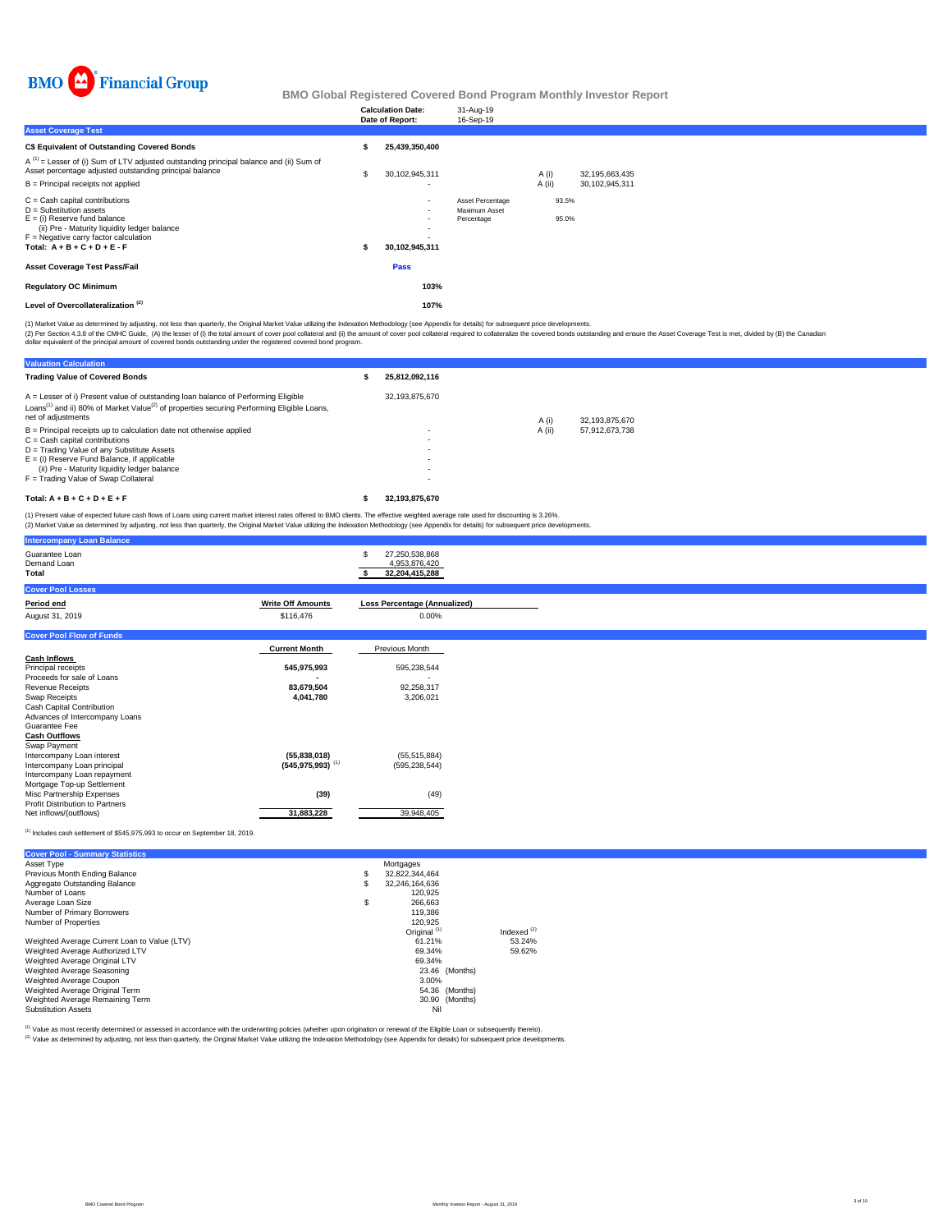# BMO Global Registered Covered Bond Program Monthly Investor Report

| | |
|---|---|
| **Calculation Date:** | 31-Aug-19 |
| **Date of Report:** | 16-Sep-19 |

## Asset Coverage Test

| | | | | |
|---|---|---|---|---|
| **C$ Equivalent of Outstanding Covered Bonds** | **$ 25,439,350,400** | | | |
| A [1] = Lesser of (i) Sum of LTV adjusted outstanding principal balance and (ii) Sum of Asset percentage adjusted outstanding principal balance | $ 30,102,945,311 | | A (i) | 32,195,663,435 |
| | | | A (ii) | 30,102,945,311 |
| B = Principal receipts not applied | - | | | |
| C = Cash capital contributions | - | Asset Percentage | 93.5% | |
| D = Substitution assets | - | Maximum Asset Percentage | 95.0% | |
| E = (i) Reserve fund balance | - | | | |
| (ii) Pre - Maturity liquidity ledger balance | - | | | |
| F = Negative carry factor calculation | - | | | |
| **Total: A + B + C + D + E - F** | **$ 30,102,945,311** | | | |
| **Asset Coverage Test Pass/Fail** | **Pass** | | | |
| **Regulatory OC Minimum** | **103%** | | | |
| **Level of Overcollateralization [2]** | **107%** | | | |

(1) Market Value as determined by adjusting, not less than quarterly, the Original Market Value utilizing the Indexation Methodology (see Appendix for details) for subsequent price developments.
(2) Per Section 4.3.8 of the CMHC Guide, (A) the lesser of (i) the total amount of cover pool collateral and (ii) the amount of cover pool collateral required to collateralize the covered bonds outstanding and ensure the Asset Coverage Test is met, divided by (B) the Canadian dollar equivalent of the principal amount of covered bonds outstanding under the registered covered bond program.

## Valuation Calculation

| | | | |
|---|---|---|---|
| **Trading Value of Covered Bonds** | **$ 25,812,092,116** | | |
| A = Lesser of i) Present value of outstanding loan balance of Performing Eligible Loans[1] and ii) 80% of Market Value[2] of properties securing Performing Eligible Loans, net of adjustments | 32,193,875,670 | A (i) | 32,193,875,670 |
| | | A (ii) | 57,912,673,738 |
| B = Principal receipts up to calculation date not otherwise applied | - | | |
| C = Cash capital contributions | - | | |
| D = Trading Value of any Substitute Assets | - | | |
| E = (i) Reserve Fund Balance, if applicable | - | | |
| (ii) Pre - Maturity liquidity ledger balance | - | | |
| F = Trading Value of Swap Collateral | - | | |
| **Total: A + B + C + D + E + F** | **$ 32,193,875,670** | | |

(1) Present value of expected future cash flows of Loans using current market interest rates offered to BMO clients. The effective weighted average rate used for discounting is 3.26%.
(2) Market Value as determined by adjusting, not less than quarterly, the Original Market Value utilizing the Indexation Methodology (see Appendix for details) for subsequent price developments.

## Intercompany Loan Balance

| | |
|---|---|
| Guarantee Loan | $ 27,250,538,868 |
| Demand Loan | 4,953,876,420 |
| **Total** | **$ 32,204,415,288** |

## Cover Pool Losses

| Period end | Write Off Amounts | Loss Percentage (Annualized) |
|---|---|---|
| August 31, 2019 | $116,476 | 0.00% |

## Cover Pool Flow of Funds

| | Current Month | Previous Month |
|---|---|---|
| **Cash Inflows** | | |
| Principal receipts | **545,975,993** | 595,238,544 |
| Proceeds for sale of Loans | **-** | - |
| Revenue Receipts | **83,679,504** | 92,258,317 |
| Swap Receipts | **4,041,780** | 3,206,021 |
| Cash Capital Contribution | | |
| Advances of Intercompany Loans | | |
| Guarantee Fee | | |
| **Cash Outflows** | | |
| Swap Payment | | |
| Intercompany Loan interest | **(55,838,018)** | (55,515,884) |
| Intercompany Loan principal | **(545,975,993)** [1] | (595,238,544) |
| Intercompany Loan repayment | | |
| Mortgage Top-up Settlement | | |
| Misc Partnership Expenses | **(39)** | (49) |
| Profit Distribution to Partners | | |
| Net inflows/(outflows) | **31,883,228** | 39,948,405 |

[1] Includes cash settlement of $545,975,993 to occur on September 18, 2019.

## Cover Pool - Summary Statistics

| | | |
|---|---|---|
| Asset Type | Mortgages | |
| Previous Month Ending Balance | $ 32,822,344,464 | |
| Aggregate Outstanding Balance | $ 32,246,164,636 | |
| Number of Loans | 120,925 | |
| Average Loan Size | $ 266,663 | |
| Number of Primary Borrowers | 119,386 | |
| Number of Properties | 120,925 | |
| | Original [1] | Indexed [2] |
| Weighted Average Current Loan to Value (LTV) | 61.21% | 53.24% |
| Weighted Average Authorized LTV | 69.34% | 59.62% |
| Weighted Average Original LTV | 69.34% | |
| Weighted Average Seasoning | 23.46 (Months) | |
| Weighted Average Coupon | 3.00% | |
| Weighted Average Original Term | 54.36 (Months) | |
| Weighted Average Remaining Term | 30.90 (Months) | |
| Substitution Assets | Nil | |

[1] Value as most recently determined or assessed in accordance with the underwriting policies (whether upon origination or renewal of the Eligible Loan or subsequently thereto).
[2] Value as determined by adjusting, not less than quarterly, the Original Market Value utilizing the Indexation Methodology (see Appendix for details) for subsequent price developments.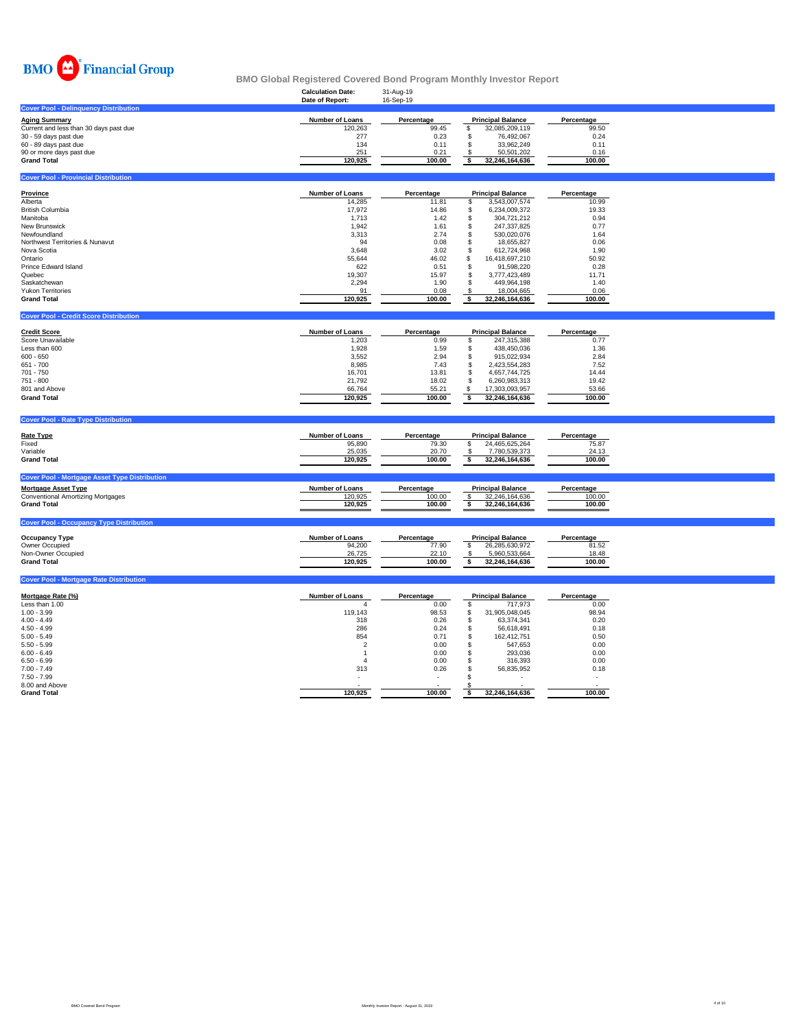BMO Financial Group

# BMO Global Registered Covered Bond Program Monthly Investor Report

**Calculation Date:** 31-Aug-19
**Date of Report:** 16-Sep-19

## Cover Pool - Delinquency Distribution

| Aging Summary | Number of Loans | Percentage | Principal Balance | Percentage |
|---|---|---|---|---|
| Current and less than 30 days past due | 120,263 | 99.45 | $ 32,085,209,119 | 99.50 |
| 30 - 59 days past due | 277 | 0.23 | $ 76,492,067 | 0.24 |
| 60 - 89 days past due | 134 | 0.11 | $ 33,962,249 | 0.11 |
| 90 or more days past due | 251 | 0.21 | $ 50,501,202 | 0.16 |
| **Grand Total** | **120,925** | **100.00** | **$ 32,246,164,636** | **100.00** |

## Cover Pool - Provincial Distribution

| Province | Number of Loans | Percentage | Principal Balance | Percentage |
|---|---|---|---|---|
| Alberta | 14,285 | 11.81 | $ 3,543,007,574 | 10.99 |
| British Columbia | 17,972 | 14.86 | $ 6,234,009,372 | 19.33 |
| Manitoba | 1,713 | 1.42 | $ 304,721,212 | 0.94 |
| New Brunswick | 1,942 | 1.61 | $ 247,337,825 | 0.77 |
| Newfoundland | 3,313 | 2.74 | $ 530,020,076 | 1.64 |
| Northwest Territories & Nunavut | 94 | 0.08 | $ 18,655,827 | 0.06 |
| Nova Scotia | 3,648 | 3.02 | $ 612,724,968 | 1.90 |
| Ontario | 55,644 | 46.02 | $ 16,418,697,210 | 50.92 |
| Prince Edward Island | 622 | 0.51 | $ 91,598,220 | 0.28 |
| Quebec | 19,307 | 15.97 | $ 3,777,423,489 | 11.71 |
| Saskatchewan | 2,294 | 1.90 | $ 449,964,198 | 1.40 |
| Yukon Territories | 91 | 0.08 | $ 18,004,665 | 0.06 |
| **Grand Total** | **120,925** | **100.00** | **$ 32,246,164,636** | **100.00** |

## Cover Pool - Credit Score Distribution

| Credit Score | Number of Loans | Percentage | Principal Balance | Percentage |
|---|---|---|---|---|
| Score Unavailable | 1,203 | 0.99 | $ 247,315,388 | 0.77 |
| Less than 600 | 1,928 | 1.59 | $ 438,450,036 | 1.36 |
| 600 - 650 | 3,552 | 2.94 | $ 915,022,934 | 2.84 |
| 651 - 700 | 8,985 | 7.43 | $ 2,423,554,283 | 7.52 |
| 701 - 750 | 16,701 | 13.81 | $ 4,657,744,725 | 14.44 |
| 751 - 800 | 21,792 | 18.02 | $ 6,260,983,313 | 19.42 |
| 801 and Above | 66,764 | 55.21 | $ 17,303,093,957 | 53.66 |
| **Grand Total** | **120,925** | **100.00** | **$ 32,246,164,636** | **100.00** |

## Cover Pool - Rate Type Distribution

| Rate Type | Number of Loans | Percentage | Principal Balance | Percentage |
|---|---|---|---|---|
| Fixed | 95,890 | 79.30 | $ 24,465,625,264 | 75.87 |
| Variable | 25,035 | 20.70 | $ 7,780,539,373 | 24.13 |
| **Grand Total** | **120,925** | **100.00** | **$ 32,246,164,636** | **100.00** |

## Cover Pool - Mortgage Asset Type Distribution

| Mortgage Asset Type | Number of Loans | Percentage | Principal Balance | Percentage |
|---|---|---|---|---|
| Conventional Amortizing Mortgages | 120,925 | 100.00 | $ 32,246,164,636 | 100.00 |
| **Grand Total** | **120,925** | **100.00** | **$ 32,246,164,636** | **100.00** |

## Cover Pool - Occupancy Type Distribution

| Occupancy Type | Number of Loans | Percentage | Principal Balance | Percentage |
|---|---|---|---|---|
| Owner Occupied | 94,200 | 77.90 | $ 26,285,630,972 | 81.52 |
| Non-Owner Occupied | 26,725 | 22.10 | $ 5,960,533,664 | 18.48 |
| **Grand Total** | **120,925** | **100.00** | **$ 32,246,164,636** | **100.00** |

## Cover Pool - Mortgage Rate Distribution

| Mortgage Rate (%) | Number of Loans | Percentage | Principal Balance | Percentage |
|---|---|---|---|---|
| Less than 1.00 | 4 | 0.00 | $ 717,973 | 0.00 |
| 1.00 - 3.99 | 119,143 | 98.53 | $ 31,905,048,045 | 98.94 |
| 4.00 - 4.49 | 318 | 0.26 | $ 63,374,341 | 0.20 |
| 4.50 - 4.99 | 286 | 0.24 | $ 56,618,491 | 0.18 |
| 5.00 - 5.49 | 854 | 0.71 | $ 162,412,751 | 0.50 |
| 5.50 - 5.99 | 2 | 0.00 | $ 547,653 | 0.00 |
| 6.00 - 6.49 | 1 | 0.00 | $ 293,036 | 0.00 |
| 6.50 - 6.99 | 4 | 0.00 | $ 316,393 | 0.00 |
| 7.00 - 7.49 | 313 | 0.26 | $ 56,835,952 | 0.18 |
| 7.50 - 7.99 | - | - | $ - | - |
| 8.00 and Above | - | - | $ - | - |
| **Grand Total** | **120,925** | **100.00** | **$ 32,246,164,636** | **100.00** |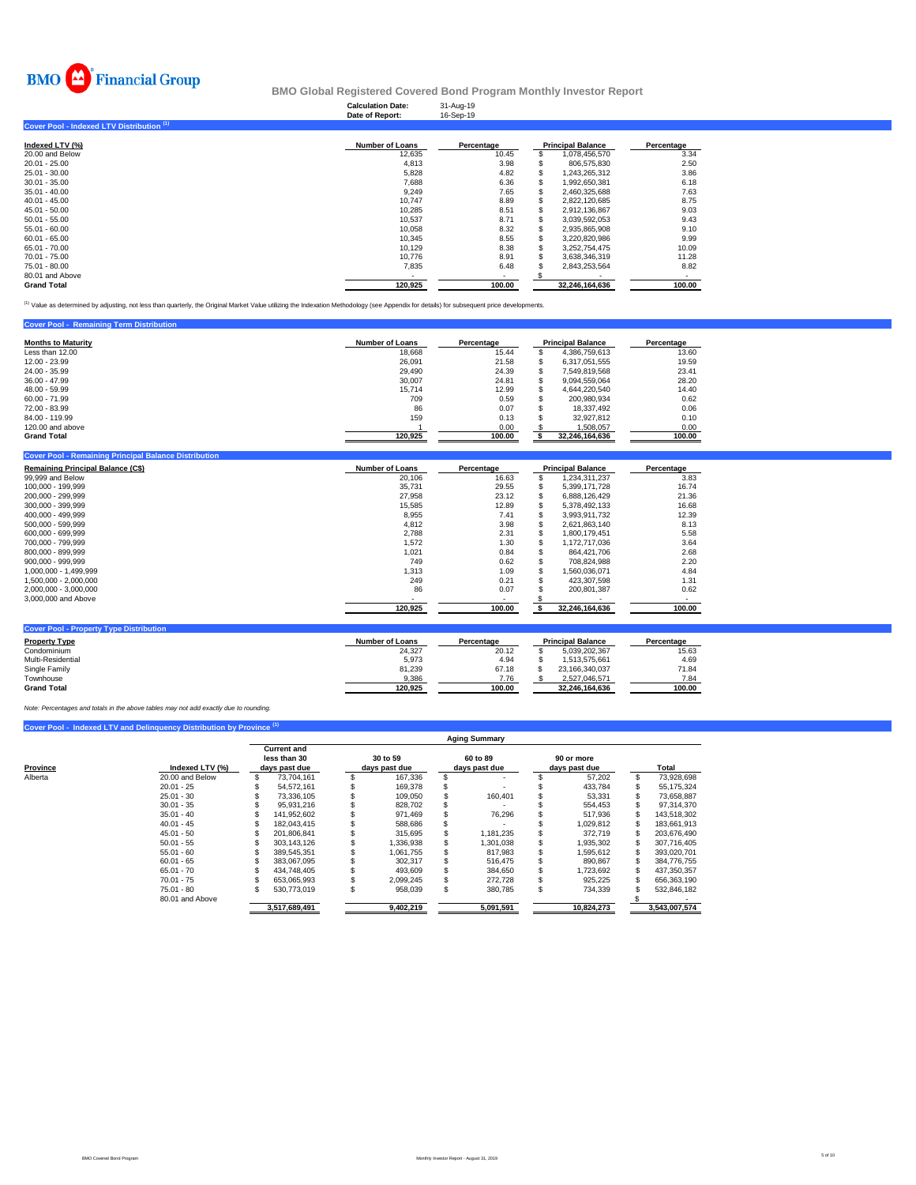BMO Financial Group

# BMO Global Registered Covered Bond Program Monthly Investor Report

| | |
|---|---|
| **Calculation Date:** | 31-Aug-19 |
| **Date of Report:** | 16-Sep-19 |

## Cover Pool - Indexed LTV Distribution [1]

| Indexed LTV (%) | Number of Loans | Percentage | Principal Balance | Percentage |
|---|---|---|---|---|
| 20.00 and Below | 12,635 | 10.45 | $ 1,078,456,570 | 3.34 |
| 20.01 - 25.00 | 4,813 | 3.98 | $ 806,575,830 | 2.50 |
| 25.01 - 30.00 | 5,828 | 4.82 | $ 1,243,265,312 | 3.86 |
| 30.01 - 35.00 | 7,688 | 6.36 | $ 1,992,650,381 | 6.18 |
| 35.01 - 40.00 | 9,249 | 7.65 | $ 2,460,325,688 | 7.63 |
| 40.01 - 45.00 | 10,747 | 8.89 | $ 2,822,120,685 | 8.75 |
| 45.01 - 50.00 | 10,285 | 8.51 | $ 2,912,136,867 | 9.03 |
| 50.01 - 55.00 | 10,537 | 8.71 | $ 3,039,592,053 | 9.43 |
| 55.01 - 60.00 | 10,058 | 8.32 | $ 2,935,865,908 | 9.10 |
| 60.01 - 65.00 | 10,345 | 8.55 | $ 3,220,820,986 | 9.99 |
| 65.01 - 70.00 | 10,129 | 8.38 | $ 3,252,754,475 | 10.09 |
| 70.01 - 75.00 | 10,776 | 8.91 | $ 3,638,346,319 | 11.28 |
| 75.01 - 80.00 | 7,835 | 6.48 | $ 2,843,253,564 | 8.82 |
| 80.01 and Above | - | - | $ - | - |
| **Grand Total** | **120,925** | **100.00** | **32,246,164,636** | **100.00** |

[1] Value as determined by adjusting, not less than quarterly, the Original Market Value utilizing the Indexation Methodology (see Appendix for details) for subsequent price developments.

## Cover Pool - Remaining Term Distribution

| Months to Maturity | Number of Loans | Percentage | Principal Balance | Percentage |
|---|---|---|---|---|
| Less than 12.00 | 18,668 | 15.44 | $ 4,386,759,613 | 13.60 |
| 12.00 - 23.99 | 26,091 | 21.58 | $ 6,317,051,555 | 19.59 |
| 24.00 - 35.99 | 29,490 | 24.39 | $ 7,549,819,568 | 23.41 |
| 36.00 - 47.99 | 30,007 | 24.81 | $ 9,094,559,064 | 28.20 |
| 48.00 - 59.99 | 15,714 | 12.99 | $ 4,644,220,540 | 14.40 |
| 60.00 - 71.99 | 709 | 0.59 | $ 200,980,934 | 0.62 |
| 72.00 - 83.99 | 86 | 0.07 | $ 18,337,492 | 0.06 |
| 84.00 - 119.99 | 159 | 0.13 | $ 32,927,812 | 0.10 |
| 120.00 and above | 1 | 0.00 | $ 1,508,057 | 0.00 |
| **Grand Total** | **120,925** | **100.00** | **$ 32,246,164,636** | **100.00** |

## Cover Pool - Remaining Principal Balance Distribution

| Remaining Principal Balance (C$) | Number of Loans | Percentage | Principal Balance | Percentage |
|---|---|---|---|---|
| 99,999 and Below | 20,106 | 16.63 | $ 1,234,311,237 | 3.83 |
| 100,000 - 199,999 | 35,731 | 29.55 | $ 5,399,171,728 | 16.74 |
| 200,000 - 299,999 | 27,958 | 23.12 | $ 6,888,126,429 | 21.36 |
| 300,000 - 399,999 | 15,585 | 12.89 | $ 5,378,492,133 | 16.68 |
| 400,000 - 499,999 | 8,955 | 7.41 | $ 3,993,911,732 | 12.39 |
| 500,000 - 599,999 | 4,812 | 3.98 | $ 2,621,863,140 | 8.13 |
| 600,000 - 699,999 | 2,788 | 2.31 | $ 1,800,179,451 | 5.58 |
| 700,000 - 799,999 | 1,572 | 1.30 | $ 1,172,717,036 | 3.64 |
| 800,000 - 899,999 | 1,021 | 0.84 | $ 864,421,706 | 2.68 |
| 900,000 - 999,999 | 749 | 0.62 | $ 708,824,988 | 2.20 |
| 1,000,000 - 1,499,999 | 1,313 | 1.09 | $ 1,560,036,071 | 4.84 |
| 1,500,000 - 2,000,000 | 249 | 0.21 | $ 423,307,598 | 1.31 |
| 2,000,000 - 3,000,000 | 86 | 0.07 | $ 200,801,387 | 0.62 |
| 3,000,000 and Above | - | - | $ - | - |
| | **120,925** | **100.00** | **$ 32,246,164,636** | **100.00** |

## Cover Pool - Property Type Distribution

| Property Type | Number of Loans | Percentage | Principal Balance | Percentage |
|---|---|---|---|---|
| Condominium | 24,327 | 20.12 | $ 5,039,202,367 | 15.63 |
| Multi-Residential | 5,973 | 4.94 | $ 1,513,575,661 | 4.69 |
| Single Family | 81,239 | 67.18 | $ 23,166,340,037 | 71.84 |
| Townhouse | 9,386 | 7.76 | $ 2,527,046,571 | 7.84 |
| **Grand Total** | **120,925** | **100.00** | **32,246,164,636** | **100.00** |

*Note: Percentages and totals in the above tables may not add exactly due to rounding.*

## Cover Pool - Indexed LTV and Delinquency Distribution by Province [1]

| | | Aging Summary | | | | |
|---|---|---|---|---|---|---|
| Province | Indexed LTV (%) | Current and less than 30 days past due | 30 to 59 days past due | 60 to 89 days past due | 90 or more days past due | Total |
| Alberta | 20.00 and Below | $ 73,704,161 | $ 167,336 | $ - | $ 57,202 | $ 73,928,698 |
| | 20.01 - 25 | $ 54,572,161 | $ 169,378 | $ - | $ 433,784 | $ 55,175,324 |
| | 25.01 - 30 | $ 73,336,105 | $ 109,050 | $ 160,401 | $ 53,331 | $ 73,658,887 |
| | 30.01 - 35 | $ 95,931,216 | $ 828,702 | $ - | $ 554,453 | $ 97,314,370 |
| | 35.01 - 40 | $ 141,952,602 | $ 971,469 | $ 76,296 | $ 517,936 | $ 143,518,302 |
| | 40.01 - 45 | $ 182,043,415 | $ 588,686 | $ - | $ 1,029,812 | $ 183,661,913 |
| | 45.01 - 50 | $ 201,806,841 | $ 315,695 | $ 1,181,235 | $ 372,719 | $ 203,676,490 |
| | 50.01 - 55 | $ 303,143,126 | $ 1,336,938 | $ 1,301,038 | $ 1,935,302 | $ 307,716,405 |
| | 55.01 - 60 | $ 389,545,351 | $ 1,061,755 | $ 817,983 | $ 1,595,612 | $ 393,020,701 |
| | 60.01 - 65 | $ 383,067,095 | $ 302,317 | $ 516,475 | $ 890,867 | $ 384,776,755 |
| | 65.01 - 70 | $ 434,748,405 | $ 493,609 | $ 384,650 | $ 1,723,692 | $ 437,350,357 |
| | 70.01 - 75 | $ 653,065,993 | $ 2,099,245 | $ 272,728 | $ 925,225 | $ 656,363,190 |
| | 75.01 - 80 | $ 530,773,019 | $ 958,039 | $ 380,785 | $ 734,339 | $ 532,846,182 |
| | 80.01 and Above | | | | | $ - |
| | | **3,517,689,491** | **9,402,219** | **5,091,591** | **10,824,273** | **3,543,007,574** |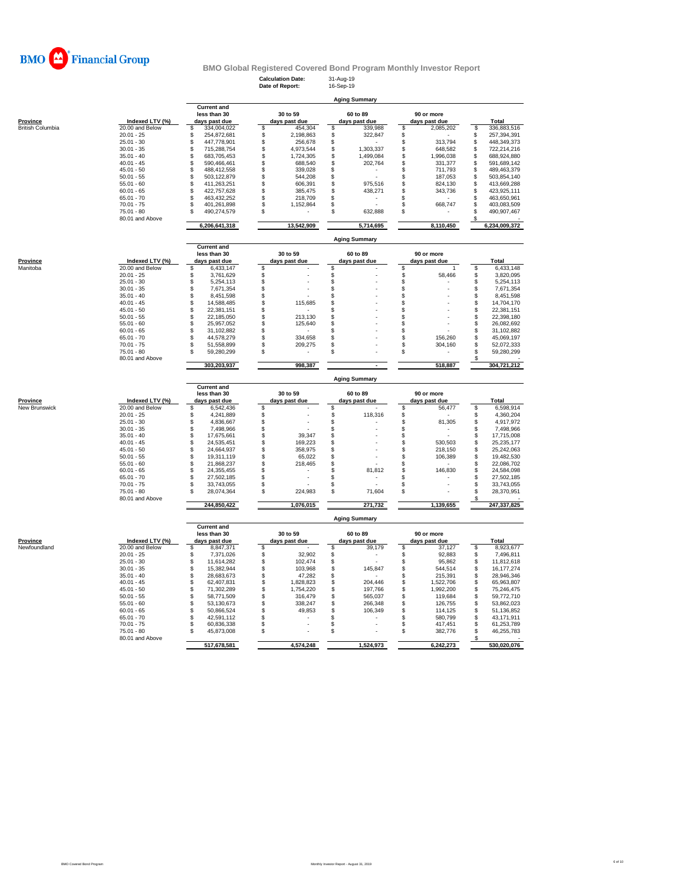BMO Financial Group

## BMO Global Registered Covered Bond Program Monthly Investor Report

**Calculation Date:** 31-Aug-19
**Date of Report:** 16-Sep-19

### Aging Summary

| Province | Indexed LTV (%) | Current and less than 30 days past due | 30 to 59 days past due | 60 to 89 days past due | 90 or more days past due | Total |
|---|---|---|---|---|---|---|
| British Columbia | 20.00 and Below | $ 334,004,022 | $ 454,304 | $ 339,988 | $ 2,085,202 | $ 336,883,516 |
| | 20.01 - 25 | $ 254,872,681 | $ 2,198,863 | $ 322,847 | $ - | $ 257,394,391 |
| | 25.01 - 30 | $ 447,778,901 | $ 256,678 | $ - | $ 313,794 | $ 448,349,373 |
| | 30.01 - 35 | $ 715,288,754 | $ 4,973,544 | $ 1,303,337 | $ 648,582 | $ 722,214,216 |
| | 35.01 - 40 | $ 683,705,453 | $ 1,724,305 | $ 1,499,084 | $ 1,996,038 | $ 688,924,880 |
| | 40.01 - 45 | $ 590,466,461 | $ 688,540 | $ 202,764 | $ 331,377 | $ 591,689,142 |
| | 45.01 - 50 | $ 488,412,558 | $ 339,028 | $ - | $ 711,793 | $ 489,463,379 |
| | 50.01 - 55 | $ 503,122,879 | $ 544,208 | $ - | $ 187,053 | $ 503,854,140 |
| | 55.01 - 60 | $ 411,263,251 | $ 606,391 | $ 975,516 | $ 824,130 | $ 413,669,288 |
| | 60.01 - 65 | $ 422,757,628 | $ 385,475 | $ 438,271 | $ 343,736 | $ 423,925,111 |
| | 65.01 - 70 | $ 463,432,252 | $ 218,709 | $ - | $ - | $ 463,650,961 |
| | 70.01 - 75 | $ 401,261,898 | $ 1,152,864 | $ - | $ 668,747 | $ 403,083,509 |
| | 75.01 - 80 | $ 490,274,579 | $ - | $ 632,888 | $ - | $ 490,907,467 |
| | 80.01 and Above | | | | | $ - |
| | | **6,206,641,318** | **13,542,909** | **5,714,695** | **8,110,450** | **6,234,009,372** |

### Aging Summary

| Province | Indexed LTV (%) | Current and less than 30 days past due | 30 to 59 days past due | 60 to 89 days past due | 90 or more days past due | Total |
|---|---|---|---|---|---|---|
| Manitoba | 20.00 and Below | $ 6,433,147 | $ - | $ - | $ 1 | $ 6,433,148 |
| | 20.01 - 25 | $ 3,761,629 | $ - | $ - | $ 58,466 | $ 3,820,095 |
| | 25.01 - 30 | $ 5,254,113 | $ - | $ - | $ - | $ 5,254,113 |
| | 30.01 - 35 | $ 7,671,354 | $ - | $ - | $ - | $ 7,671,354 |
| | 35.01 - 40 | $ 8,451,598 | $ - | $ - | $ - | $ 8,451,598 |
| | 40.01 - 45 | $ 14,588,485 | $ 115,685 | $ - | $ - | $ 14,704,170 |
| | 45.01 - 50 | $ 22,381,151 | $ - | $ - | $ - | $ 22,381,151 |
| | 50.01 - 55 | $ 22,185,050 | $ 213,130 | $ - | $ - | $ 22,398,180 |
| | 55.01 - 60 | $ 25,957,052 | $ 125,640 | $ - | $ - | $ 26,082,692 |
| | 60.01 - 65 | $ 31,102,882 | $ - | $ - | $ - | $ 31,102,882 |
| | 65.01 - 70 | $ 44,578,279 | $ 334,658 | $ - | $ 156,260 | $ 45,069,197 |
| | 70.01 - 75 | $ 51,558,899 | $ 209,275 | $ - | $ 304,160 | $ 52,072,333 |
| | 75.01 - 80 | $ 59,280,299 | $ - | $ - | $ - | $ 59,280,299 |
| | 80.01 and Above | | | | | $ - |
| | | **303,203,937** | **998,387** | **-** | **518,887** | **304,721,212** |

### Aging Summary

| Province | Indexed LTV (%) | Current and less than 30 days past due | 30 to 59 days past due | 60 to 89 days past due | 90 or more days past due | Total |
|---|---|---|---|---|---|---|
| New Brunswick | 20.00 and Below | $ 6,542,436 | $ - | $ - | $ 56,477 | $ 6,598,914 |
| | 20.01 - 25 | $ 4,241,889 | $ - | $ 118,316 | $ - | $ 4,360,204 |
| | 25.01 - 30 | $ 4,836,667 | $ - | $ - | $ 81,305 | $ 4,917,972 |
| | 30.01 - 35 | $ 7,498,966 | $ - | $ - | $ - | $ 7,498,966 |
| | 35.01 - 40 | $ 17,675,661 | $ 39,347 | $ - | $ - | $ 17,715,008 |
| | 40.01 - 45 | $ 24,535,451 | $ 169,223 | $ - | $ 530,503 | $ 25,235,177 |
| | 45.01 - 50 | $ 24,664,937 | $ 358,975 | $ - | $ 218,150 | $ 25,242,063 |
| | 50.01 - 55 | $ 19,311,119 | $ 65,022 | $ - | $ 106,389 | $ 19,482,530 |
| | 55.01 - 60 | $ 21,868,237 | $ 218,465 | $ - | $ - | $ 22,086,702 |
| | 60.01 - 65 | $ 24,355,455 | $ - | $ 81,812 | $ 146,830 | $ 24,584,098 |
| | 65.01 - 70 | $ 27,502,185 | $ - | $ - | $ - | $ 27,502,185 |
| | 70.01 - 75 | $ 33,743,055 | $ - | $ - | $ - | $ 33,743,055 |
| | 75.01 - 80 | $ 28,074,364 | $ 224,983 | $ 71,604 | $ - | $ 28,370,951 |
| | 80.01 and Above | | | | | $ - |
| | | **244,850,422** | **1,076,015** | **271,732** | **1,139,655** | **247,337,825** |

### Aging Summary

| Province | Indexed LTV (%) | Current and less than 30 days past due | 30 to 59 days past due | 60 to 89 days past due | 90 or more days past due | Total |
|---|---|---|---|---|---|---|
| Newfoundland | 20.00 and Below | $ 8,847,371 | $ - | $ 39,179 | $ 37,127 | $ 8,923,677 |
| | 20.01 - 25 | $ 7,371,026 | $ 32,902 | $ - | $ 92,883 | $ 7,496,811 |
| | 25.01 - 30 | $ 11,614,282 | $ 102,474 | $ - | $ 95,862 | $ 11,812,618 |
| | 30.01 - 35 | $ 15,382,944 | $ 103,968 | $ 145,847 | $ 544,514 | $ 16,177,274 |
| | 35.01 - 40 | $ 28,683,673 | $ 47,282 | $ - | $ 215,391 | $ 28,946,346 |
| | 40.01 - 45 | $ 62,407,831 | $ 1,828,823 | $ 204,446 | $ 1,522,706 | $ 65,963,807 |
| | 45.01 - 50 | $ 71,302,289 | $ 1,754,220 | $ 197,766 | $ 1,992,200 | $ 75,246,475 |
| | 50.01 - 55 | $ 58,771,509 | $ 316,479 | $ 565,037 | $ 119,684 | $ 59,772,710 |
| | 55.01 - 60 | $ 53,130,673 | $ 338,247 | $ 266,348 | $ 126,755 | $ 53,862,023 |
| | 60.01 - 65 | $ 50,866,524 | $ 49,853 | $ 106,349 | $ 114,125 | $ 51,136,852 |
| | 65.01 - 70 | $ 42,591,112 | $ - | $ - | $ 580,799 | $ 43,171,911 |
| | 70.01 - 75 | $ 60,836,338 | $ - | $ - | $ 417,451 | $ 61,253,789 |
| | 75.01 - 80 | $ 45,873,008 | $ - | $ - | $ 382,776 | $ 46,255,783 |
| | 80.01 and Above | | | | | $ - |
| | | **517,678,581** | **4,574,248** | **1,524,973** | **6,242,273** | **530,020,076** |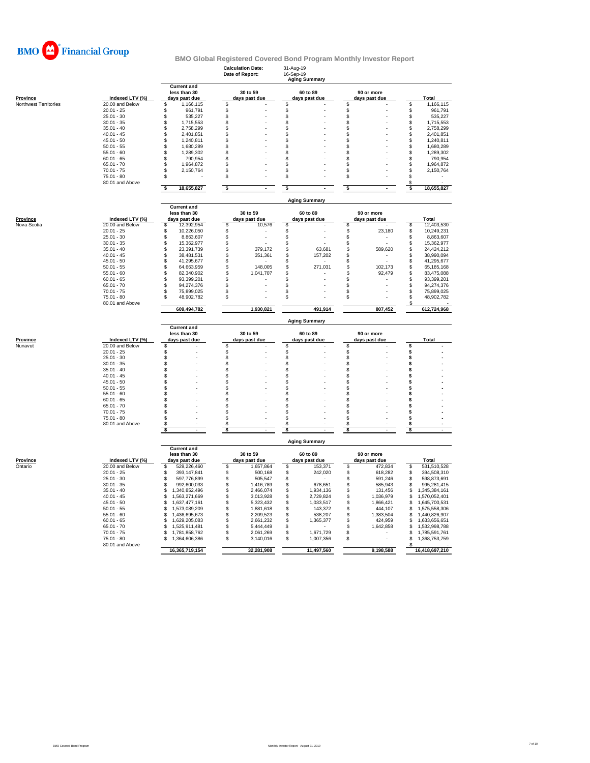BMO Financial Group

# BMO Global Registered Covered Bond Program Monthly Investor Report

**Calculation Date:** 31-Aug-19
**Date of Report:** 16-Sep-19

| Province | Indexed LTV (%) | Aging Summary | | | | |
|---|---|---|---|---|---|---|
| | | Current and less than 30 days past due | 30 to 59 days past due | 60 to 89 days past due | 90 or more days past due | Total |
| Northwest Territories | 20.00 and Below | $ 1,166,115 | $ - | $ - | $ - | $ 1,166,115 |
| | 20.01 - 25 | $ 961,791 | $ - | $ - | $ - | $ 961,791 |
| | 25.01 - 30 | $ 535,227 | $ - | $ - | $ - | $ 535,227 |
| | 30.01 - 35 | $ 1,715,553 | $ - | $ - | $ - | $ 1,715,553 |
| | 35.01 - 40 | $ 2,758,299 | $ - | $ - | $ - | $ 2,758,299 |
| | 40.01 - 45 | $ 2,401,851 | $ - | $ - | $ - | $ 2,401,851 |
| | 45.01 - 50 | $ 1,240,811 | $ - | $ - | $ - | $ 1,240,811 |
| | 50.01 - 55 | $ 1,680,289 | $ - | $ - | $ - | $ 1,680,289 |
| | 55.01 - 60 | $ 1,289,302 | $ - | $ - | $ - | $ 1,289,302 |
| | 60.01 - 65 | $ 790,954 | $ - | $ - | $ - | $ 790,954 |
| | 65.01 - 70 | $ 1,964,872 | $ - | $ - | $ - | $ 1,964,872 |
| | 70.01 - 75 | $ 2,150,764 | $ - | $ - | $ - | $ 2,150,764 |
| | 75.01 - 80 | $ - | $ - | $ - | $ - | $ - |
| | 80.01 and Above | | | | | $ - |
| | | $ 18,655,827 | $ - | $ - | $ - | $ 18,655,827 |

| Province | Indexed LTV (%) | Aging Summary | | | | |
|---|---|---|---|---|---|---|
| | | Current and less than 30 days past due | 30 to 59 days past due | 60 to 89 days past due | 90 or more days past due | Total |
| Nova Scotia | 20.00 and Below | $ 12,392,954 | $ 10,576 | $ - | $ - | $ 12,403,530 |
| | 20.01 - 25 | $ 10,226,050 | $ - | $ - | $ 23,180 | $ 10,249,231 |
| | 25.01 - 30 | $ 8,863,607 | $ - | $ - | $ - | $ 8,863,607 |
| | 30.01 - 35 | $ 15,362,977 | $ - | $ - | $ - | $ 15,362,977 |
| | 35.01 - 40 | $ 23,391,739 | $ 379,172 | $ 63,681 | $ 589,620 | $ 24,424,212 |
| | 40.01 - 45 | $ 38,481,531 | $ 351,361 | $ 157,202 | $ - | $ 38,990,094 |
| | 45.01 - 50 | $ 41,295,677 | $ - | $ - | $ - | $ 41,295,677 |
| | 50.01 - 55 | $ 64,663,959 | $ 148,005 | $ 271,031 | $ 102,173 | $ 65,185,168 |
| | 55.01 - 60 | $ 82,340,902 | $ 1,041,707 | $ - | $ 92,479 | $ 83,475,088 |
| | 60.01 - 65 | $ 93,399,201 | $ - | $ - | $ - | $ 93,399,201 |
| | 65.01 - 70 | $ 94,274,376 | $ - | $ - | $ - | $ 94,274,376 |
| | 70.01 - 75 | $ 75,899,025 | $ - | $ - | $ - | $ 75,899,025 |
| | 75.01 - 80 | $ 48,902,782 | $ - | $ - | $ - | $ 48,902,782 |
| | 80.01 and Above | | | | | $ - |
| | | 609,494,782 | 1,930,821 | 491,914 | 807,452 | 612,724,968 |

| Province | Indexed LTV (%) | Aging Summary | | | | |
|---|---|---|---|---|---|---|
| | | Current and less than 30 days past due | 30 to 59 days past due | 60 to 89 days past due | 90 or more days past due | Total |
| Nunavut | 20.00 and Below | $ - | $ - | $ - | $ - | $ - |
| | 20.01 - 25 | $ - | $ - | $ - | $ - | $ - |
| | 25.01 - 30 | $ - | $ - | $ - | $ - | $ - |
| | 30.01 - 35 | $ - | $ - | $ - | $ - | $ - |
| | 35.01 - 40 | $ - | $ - | $ - | $ - | $ - |
| | 40.01 - 45 | $ - | $ - | $ - | $ - | $ - |
| | 45.01 - 50 | $ - | $ - | $ - | $ - | $ - |
| | 50.01 - 55 | $ - | $ - | $ - | $ - | $ - |
| | 55.01 - 60 | $ - | $ - | $ - | $ - | $ - |
| | 60.01 - 65 | $ - | $ - | $ - | $ - | $ - |
| | 65.01 - 70 | $ - | $ - | $ - | $ - | $ - |
| | 70.01 - 75 | $ - | $ - | $ - | $ - | $ - |
| | 75.01 - 80 | $ - | $ - | $ - | $ - | $ - |
| | 80.01 and Above | $ - | $ - | $ - | $ - | $ - |
| | | $ - | $ - | $ - | $ - | $ - |

| Province | Indexed LTV (%) | Aging Summary | | | | |
|---|---|---|---|---|---|---|
| | | Current and less than 30 days past due | 30 to 59 days past due | 60 to 89 days past due | 90 or more days past due | Total |
| Ontario | 20.00 and Below | $ 529,226,460 | $ 1,657,864 | $ 153,371 | $ 472,834 | $ 531,510,528 |
| | 20.01 - 25 | $ 393,147,841 | $ 500,168 | $ 242,020 | $ 618,282 | $ 394,508,310 |
| | 25.01 - 30 | $ 597,776,899 | $ 505,547 | $ - | $ 591,246 | $ 598,873,691 |
| | 30.01 - 35 | $ 992,600,033 | $ 1,416,789 | $ 678,651 | $ 585,943 | $ 995,281,415 |
| | 35.01 - 40 | $ 1,340,852,496 | $ 2,466,074 | $ 1,934,136 | $ 131,456 | $ 1,345,384,161 |
| | 40.01 - 45 | $ 1,563,271,669 | $ 3,013,928 | $ 2,729,824 | $ 1,036,979 | $ 1,570,052,401 |
| | 45.01 - 50 | $ 1,637,477,161 | $ 5,323,432 | $ 1,033,517 | $ 1,866,421 | $ 1,645,700,531 |
| | 50.01 - 55 | $ 1,573,089,209 | $ 1,881,618 | $ 143,372 | $ 444,107 | $ 1,575,558,306 |
| | 55.01 - 60 | $ 1,436,695,673 | $ 2,209,523 | $ 538,207 | $ 1,383,504 | $ 1,440,826,907 |
| | 60.01 - 65 | $ 1,629,205,083 | $ 2,661,232 | $ 1,365,377 | $ 424,959 | $ 1,633,656,651 |
| | 65.01 - 70 | $ 1,525,911,481 | $ 5,444,449 | $ - | $ 1,642,858 | $ 1,532,998,788 |
| | 70.01 - 75 | $ 1,781,858,762 | $ 2,061,269 | $ 1,671,729 | $ - | $ 1,785,591,761 |
| | 75.01 - 80 | $ 1,364,606,386 | $ 3,140,016 | $ 1,007,356 | $ - | $ 1,368,753,759 |
| | 80.01 and Above | | | | | $ - |
| | | 16,365,719,154 | 32,281,908 | 11,497,560 | 9,198,588 | 16,418,697,210 |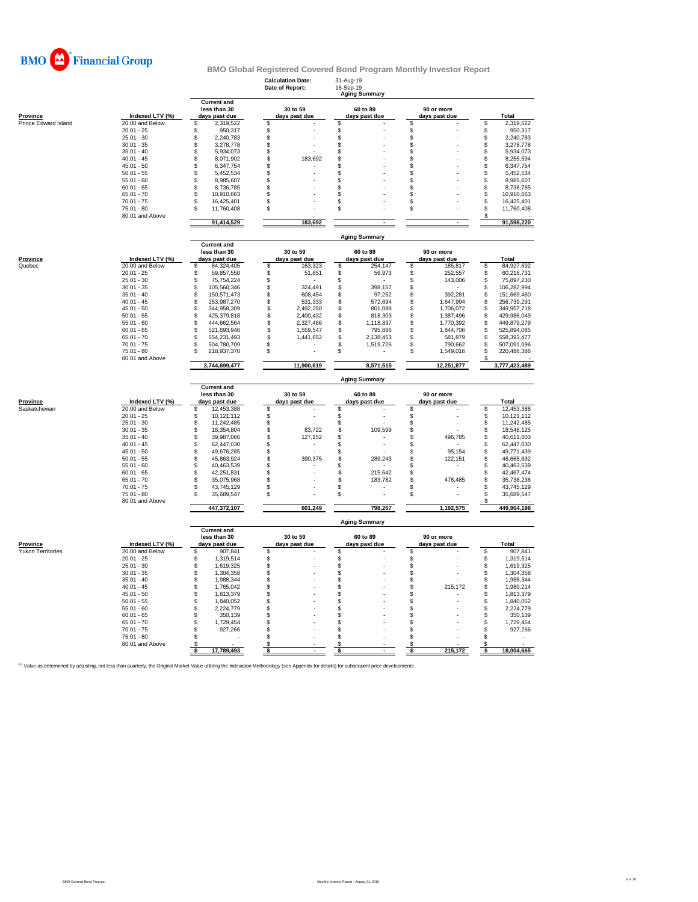BMO Financial Group

## BMO Global Registered Covered Bond Program Monthly Investor Report

**Calculation Date:** 31-Aug-19
**Date of Report:** 16-Sep-19

### Aging Summary

| Province | Indexed LTV (%) | Current and less than 30 days past due | 30 to 59 days past due | 60 to 89 days past due | 90 or more days past due | Total |
|---|---|---|---|---|---|---|
| Prince Edward Island | 20.00 and Below | $ 2,319,522 | $ - | $ - | $ - | $ 2,319,522 |
| | 20.01 - 25 | $ 950,317 | $ - | $ - | $ - | $ 950,317 |
| | 25.01 - 30 | $ 2,240,783 | $ - | $ - | $ - | $ 2,240,783 |
| | 30.01 - 35 | $ 3,278,778 | $ - | $ - | $ - | $ 3,278,778 |
| | 35.01 - 40 | $ 5,934,073 | $ - | $ - | $ - | $ 5,934,073 |
| | 40.01 - 45 | $ 8,071,902 | $ 183,692 | $ - | $ - | $ 8,255,594 |
| | 45.01 - 50 | $ 6,347,754 | $ - | $ - | $ - | $ 6,347,754 |
| | 50.01 - 55 | $ 5,452,534 | $ - | $ - | $ - | $ 5,452,534 |
| | 55.01 - 60 | $ 8,985,607 | $ - | $ - | $ - | $ 8,985,607 |
| | 60.01 - 65 | $ 8,736,785 | $ - | $ - | $ - | $ 8,736,785 |
| | 65.01 - 70 | $ 10,910,663 | $ - | $ - | $ - | $ 10,910,663 |
| | 70.01 - 75 | $ 16,425,401 | $ - | $ - | $ - | $ 16,425,401 |
| | 75.01 - 80 | $ 11,760,408 | $ - | $ - | $ - | $ 11,760,408 |
| | 80.01 and Above | | | | | $ - |
| | | **91,414,529** | **183,692** | **-** | **-** | **91,598,220** |

### Aging Summary

| Province | Indexed LTV (%) | Current and less than 30 days past due | 30 to 59 days past due | 60 to 89 days past due | 90 or more days past due | Total |
|---|---|---|---|---|---|---|
| Quebec | 20.00 and Below | $ 84,324,405 | $ 163,323 | $ 254,147 | $ 185,817 | $ 84,927,692 |
| | 20.01 - 25 | $ 59,857,550 | $ 51,651 | $ 56,973 | $ 252,557 | $ 60,218,731 |
| | 25.01 - 30 | $ 75,754,224 | $ - | $ - | $ 143,006 | $ 75,897,230 |
| | 30.01 - 35 | $ 105,560,346 | $ 324,491 | $ 398,157 | $ - | $ 106,282,994 |
| | 35.01 - 40 | $ 150,571,473 | $ 608,454 | $ 97,252 | $ 392,281 | $ 151,669,460 |
| | 40.01 - 45 | $ 253,987,270 | $ 531,333 | $ 572,694 | $ 1,647,994 | $ 256,739,291 |
| | 45.01 - 50 | $ 344,958,309 | $ 2,492,250 | $ 801,088 | $ 1,706,072 | $ 349,957,718 |
| | 50.01 - 55 | $ 425,379,818 | $ 2,400,432 | $ 818,303 | $ 1,387,496 | $ 429,986,049 |
| | 55.01 - 60 | $ 444,662,564 | $ 2,327,486 | $ 1,118,837 | $ 1,770,392 | $ 449,879,279 |
| | 60.01 - 65 | $ 521,693,946 | $ 1,559,547 | $ 795,886 | $ 1,844,706 | $ 525,894,085 |
| | 65.01 - 70 | $ 554,231,493 | $ 1,441,652 | $ 2,138,453 | $ 581,879 | $ 558,393,477 |
| | 70.01 - 75 | $ 504,780,709 | $ - | $ 1,519,726 | $ 790,662 | $ 507,091,096 |
| | 75.01 - 80 | $ 218,937,370 | $ - | $ - | $ 1,549,016 | $ 220,486,386 |
| | 80.01 and Above | | | | | $ - |
| | | **3,744,699,477** | **11,900,619** | **8,571,515** | **12,251,877** | **3,777,423,489** |

### Aging Summary

| Province | Indexed LTV (%) | Current and less than 30 days past due | 30 to 59 days past due | 60 to 89 days past due | 90 or more days past due | Total |
|---|---|---|---|---|---|---|
| Saskatchewan | 20.00 and Below | $ 12,453,388 | $ - | $ - | $ - | $ 12,453,388 |
| | 20.01 - 25 | $ 10,121,112 | $ - | $ - | $ - | $ 10,121,112 |
| | 25.01 - 30 | $ 11,242,485 | $ - | $ - | $ - | $ 11,242,485 |
| | 30.01 - 35 | $ 18,354,804 | $ 83,722 | $ 109,599 | $ - | $ 18,548,125 |
| | 35.01 - 40 | $ 39,987,066 | $ 127,152 | $ - | $ 496,785 | $ 40,611,003 |
| | 40.01 - 45 | $ 62,447,030 | $ - | $ - | $ - | $ 62,447,030 |
| | 45.01 - 50 | $ 49,676,285 | $ - | $ - | $ 95,154 | $ 49,771,439 |
| | 50.01 - 55 | $ 45,863,924 | $ 390,375 | $ 289,243 | $ 122,151 | $ 46,665,692 |
| | 55.01 - 60 | $ 40,463,539 | $ - | $ - | $ - | $ 40,463,539 |
| | 60.01 - 65 | $ 42,251,831 | $ - | $ 215,642 | $ - | $ 42,467,474 |
| | 65.01 - 70 | $ 35,075,968 | $ - | $ 183,782 | $ 478,485 | $ 35,738,236 |
| | 70.01 - 75 | $ 43,745,129 | $ - | $ - | $ - | $ 43,745,129 |
| | 75.01 - 80 | $ 35,689,547 | $ - | $ - | $ - | $ 35,689,547 |
| | 80.01 and Above | | | | | $ - |
| | | **447,372,107** | **601,249** | **798,267** | **1,192,575** | **449,964,198** |

### Aging Summary

| Province | Indexed LTV (%) | Current and less than 30 days past due | 30 to 59 days past due | 60 to 89 days past due | 90 or more days past due | Total |
|---|---|---|---|---|---|---|
| Yukon Territories | 20.00 and Below | $ 907,841 | $ - | $ - | $ - | $ 907,841 |
| | 20.01 - 25 | $ 1,319,514 | $ - | $ - | $ - | $ 1,319,514 |
| | 25.01 - 30 | $ 1,619,325 | $ - | $ - | $ - | $ 1,619,325 |
| | 30.01 - 35 | $ 1,304,358 | $ - | $ - | $ - | $ 1,304,358 |
| | 35.01 - 40 | $ 1,988,344 | $ - | $ - | $ - | $ 1,988,344 |
| | 40.01 - 45 | $ 1,765,042 | $ - | $ - | $ 215,172 | $ 1,980,214 |
| | 45.01 - 50 | $ 1,813,379 | $ - | $ - | $ - | $ 1,813,379 |
| | 50.01 - 55 | $ 1,840,052 | $ - | $ - | $ - | $ 1,840,052 |
| | 55.01 - 60 | $ 2,224,779 | $ - | $ - | $ - | $ 2,224,779 |
| | 60.01 - 65 | $ 350,139 | $ - | $ - | $ - | $ 350,139 |
| | 65.01 - 70 | $ 1,729,454 | $ - | $ - | $ - | $ 1,729,454 |
| | 70.01 - 75 | $ 927,266 | $ - | $ - | $ - | $ 927,266 |
| | 75.01 - 80 | $ - | $ - | $ - | $ - | $ - |
| | 80.01 and Above | $ - | $ - | $ - | $ - | $ - |
| | | **$ 17,789,493** | **$ -** | **$ -** | **$ 215,172** | **$ 18,004,665** |

[1] Value as determined by adjusting, not less than quarterly, the Original Market Value utilizing the Indexation Methodology (see Appendix for details) for subsequent price developments.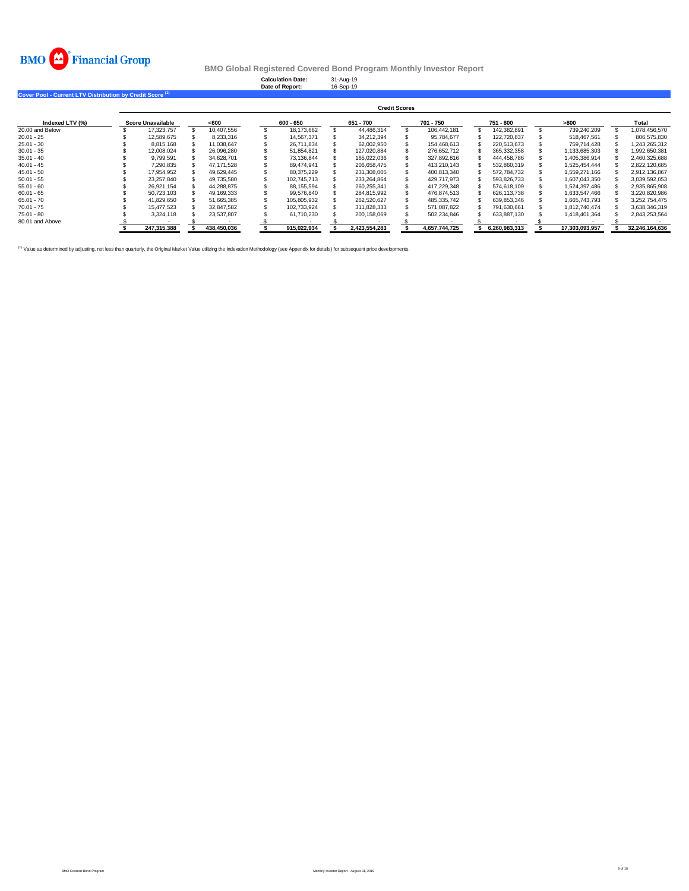**BMO Financial Group**

**BMO Global Registered Covered Bond Program Monthly Investor Report**

**Calculation Date:** 31-Aug-19
**Date of Report:** 16-Sep-19

**Cover Pool - Current LTV Distribution by Credit Score [1]**

| | Credit Scores | | | | | | | |
|---|---|---|---|---|---|---|---|---|
| **Indexed LTV (%)** | **Score Unavailable** | **<600** | **600 - 650** | **651 - 700** | **701 - 750** | **751 - 800** | **>800** | **Total** |
| 20.00 and Below | $ 17,323,757 | $ 10,407,556 | $ 18,173,662 | $ 44,486,314 | $ 106,442,181 | $ 142,382,891 | $ 739,240,209 | $ 1,078,456,570 |
| 20.01 - 25 | $ 12,589,675 | $ 8,233,316 | $ 14,567,371 | $ 34,212,394 | $ 95,784,677 | $ 122,720,837 | $ 518,467,561 | $ 806,575,830 |
| 25.01 - 30 | $ 8,815,168 | $ 11,038,647 | $ 26,711,834 | $ 62,002,950 | $ 154,468,613 | $ 220,513,673 | $ 759,714,428 | $ 1,243,265,312 |
| 30.01 - 35 | $ 12,008,024 | $ 26,096,280 | $ 51,854,821 | $ 127,020,884 | $ 276,652,712 | $ 365,332,358 | $ 1,133,685,303 | $ 1,992,650,381 |
| 35.01 - 40 | $ 9,799,591 | $ 34,628,701 | $ 73,136,844 | $ 165,022,036 | $ 327,892,816 | $ 444,458,786 | $ 1,405,386,914 | $ 2,460,325,688 |
| 40.01 - 45 | $ 7,290,835 | $ 47,171,528 | $ 89,474,941 | $ 206,658,475 | $ 413,210,143 | $ 532,860,319 | $ 1,525,454,444 | $ 2,822,120,685 |
| 45.01 - 50 | $ 17,954,952 | $ 49,629,445 | $ 80,375,229 | $ 231,308,005 | $ 400,813,340 | $ 572,784,732 | $ 1,559,271,166 | $ 2,912,136,867 |
| 50.01 - 55 | $ 23,257,840 | $ 49,735,580 | $ 102,745,713 | $ 233,264,864 | $ 429,717,973 | $ 593,826,733 | $ 1,607,043,350 | $ 3,039,592,053 |
| 55.01 - 60 | $ 26,921,154 | $ 44,288,875 | $ 88,155,594 | $ 260,255,341 | $ 417,229,348 | $ 574,618,109 | $ 1,524,397,486 | $ 2,935,865,908 |
| 60.01 - 65 | $ 50,723,103 | $ 49,169,333 | $ 99,576,840 | $ 284,815,992 | $ 476,874,513 | $ 626,113,738 | $ 1,633,547,466 | $ 3,220,820,986 |
| 65.01 - 70 | $ 41,829,650 | $ 51,665,385 | $ 105,805,932 | $ 262,520,627 | $ 485,335,742 | $ 639,853,346 | $ 1,665,743,793 | $ 3,252,754,475 |
| 70.01 - 75 | $ 15,477,523 | $ 32,847,582 | $ 102,733,924 | $ 311,828,333 | $ 571,087,822 | $ 791,630,661 | $ 1,812,740,474 | $ 3,638,346,319 |
| 75.01 - 80 | $ 3,324,118 | $ 23,537,807 | $ 61,710,230 | $ 200,158,069 | $ 502,234,846 | $ 633,887,130 | $ 1,418,401,364 | $ 2,843,253,564 |
| 80.01 and Above | $ - | $ - | $ - | $ - | $ - | $ - | $ - | $ - |
| | **$ 247,315,388** | **$ 438,450,036** | **$ 915,022,934** | **$ 2,423,554,283** | **$ 4,657,744,725** | **$ 6,260,983,313** | **$ 17,303,093,957** | **$ 32,246,164,636** |

[1] Value as determined by adjusting, not less than quarterly, the Original Market Value utilizing the Indexation Methodology (see Appendix for details) for subsequent price developments.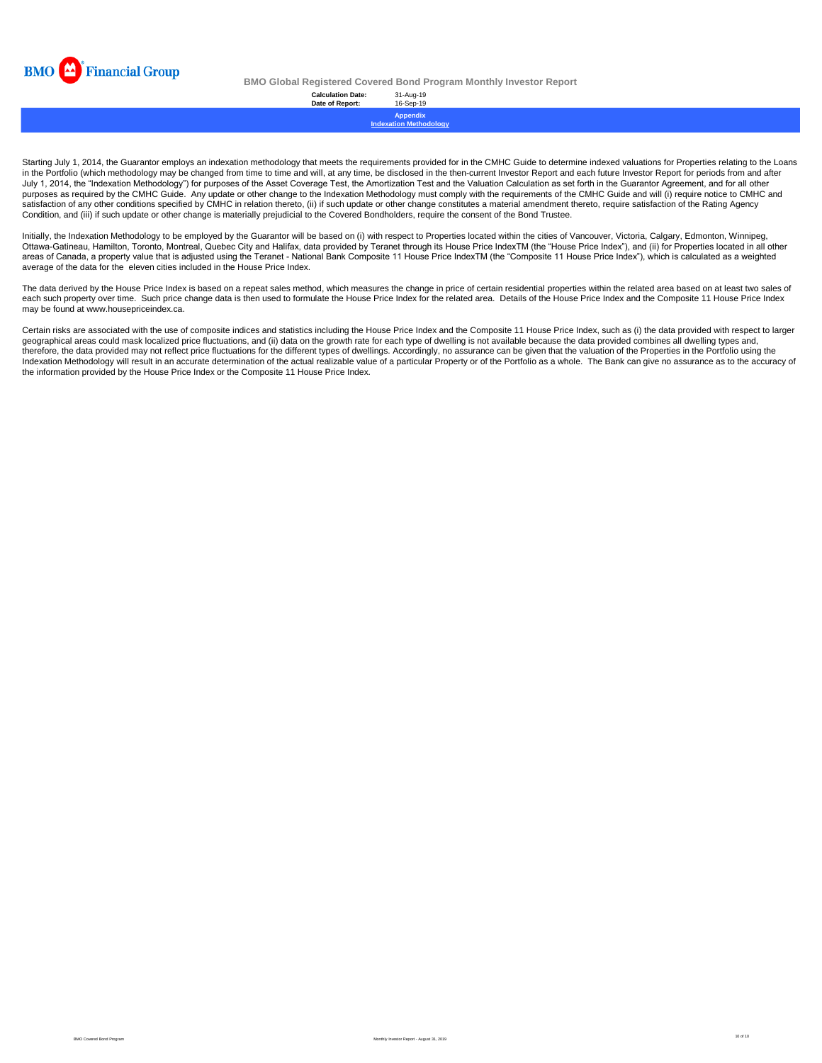**BMO Global Registered Covered Bond Program Monthly Investor Report**

**Calculation Date:** 31-Aug-19
**Date of Report:** 16-Sep-19

## Appendix

### Indexation Methodology

Starting July 1, 2014, the Guarantor employs an indexation methodology that meets the requirements provided for in the CMHC Guide to determine indexed valuations for Properties relating to the Loans in the Portfolio (which methodology may be changed from time to time and will, at any time, be disclosed in the then-current Investor Report and each future Investor Report for periods from and after July 1, 2014, the "Indexation Methodology") for purposes of the Asset Coverage Test, the Amortization Test and the Valuation Calculation as set forth in the Guarantor Agreement, and for all other purposes as required by the CMHC Guide. Any update or other change to the Indexation Methodology must comply with the requirements of the CMHC Guide and will (i) require notice to CMHC and satisfaction of any other conditions specified by CMHC in relation thereto, (ii) if such update or other change constitutes a material amendment thereto, require satisfaction of the Rating Agency Condition, and (iii) if such update or other change is materially prejudicial to the Covered Bondholders, require the consent of the Bond Trustee.

Initially, the Indexation Methodology to be employed by the Guarantor will be based on (i) with respect to Properties located within the cities of Vancouver, Victoria, Calgary, Edmonton, Winnipeg, Ottawa-Gatineau, Hamilton, Toronto, Montreal, Quebec City and Halifax, data provided by Teranet through its House Price IndexTM (the "House Price Index"), and (ii) for Properties located in all other areas of Canada, a property value that is adjusted using the Teranet - National Bank Composite 11 House Price IndexTM (the "Composite 11 House Price Index"), which is calculated as a weighted average of the data for the eleven cities included in the House Price Index.

The data derived by the House Price Index is based on a repeat sales method, which measures the change in price of certain residential properties within the related area based on at least two sales of each such property over time. Such price change data is then used to formulate the House Price Index for the related area. Details of the House Price Index and the Composite 11 House Price Index may be found at www.housepriceindex.ca.

Certain risks are associated with the use of composite indices and statistics including the House Price Index and the Composite 11 House Price Index, such as (i) the data provided with respect to larger geographical areas could mask localized price fluctuations, and (ii) data on the growth rate for each type of dwelling is not available because the data provided combines all dwelling types and, therefore, the data provided may not reflect price fluctuations for the different types of dwellings. Accordingly, no assurance can be given that the valuation of the Properties in the Portfolio using the Indexation Methodology will result in an accurate determination of the actual realizable value of a particular Property or of the Portfolio as a whole. The Bank can give no assurance as to the accuracy of the information provided by the House Price Index or the Composite 11 House Price Index.